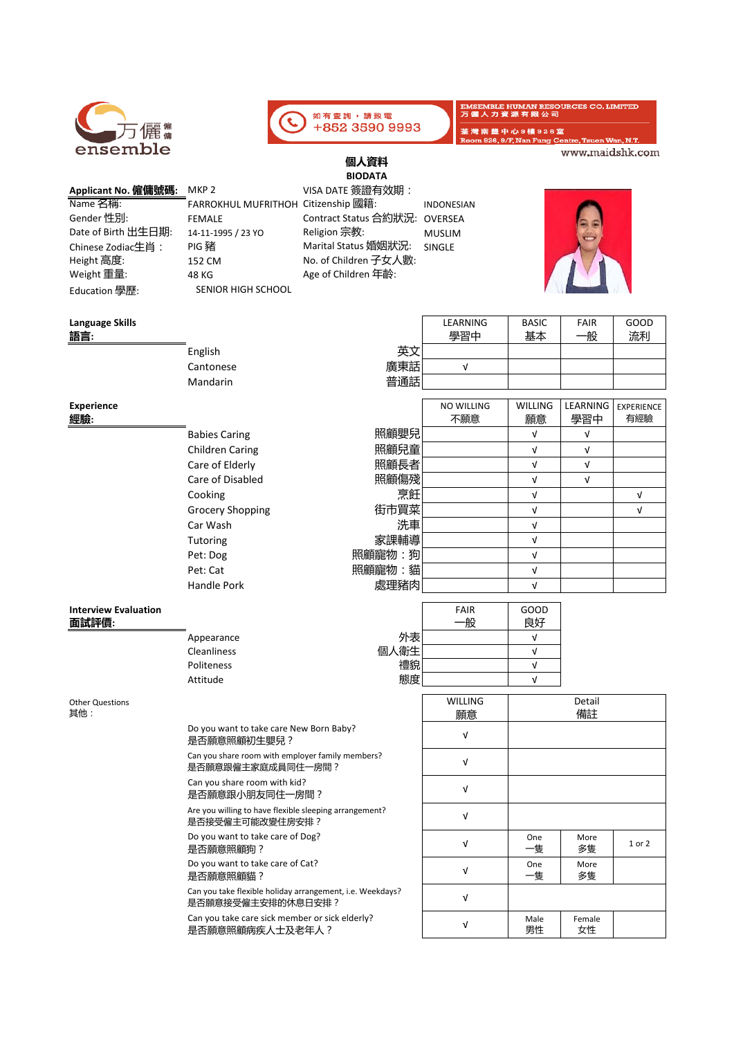如有查詢，請致電 +852 3590 9993

EMSEMBLE HUMAN RESOURCES CO. LIMITED
万儷人力資源有限公司
荃灣南豐中心9樓926室
Room 926, 9/F, Nan Fung Centre, Tsuen Wan, N.T.

www.maidshk.com

## 個人資料
## BIODATA

| | | | |
|---|---|---|---|
| **Applicant No. 僱傭號碼:** | MKP 2 | VISA DATE 簽證有效期： | |
| Name 名稱: | FARROKHUL MUFRITHOH | Citizenship 國籍: | INDONESIAN |
| Gender 性別: | FEMALE | Contract Status 合約狀況: | OVERSEA |
| Date of Birth 出生日期: | 14-11-1995 / 23 YO | Religion 宗教: | MUSLIM |
| Chinese Zodiac生肖： | PIG 豬 | Marital Status 婚姻狀況: | SINGLE |
| Height 高度: | 152 CM | No. of Children 子女人數: | |
| Weight 重量: | 48 KG | Age of Children 年齡: | |
| Education 學歷: | SENIOR HIGH SCHOOL | | |

**Language Skills 語言:**

| | | LEARNING 學習中 | BASIC 基本 | FAIR 一般 | GOOD 流利 |
|---|---|---|---|---|---|
| English | 英文 | | | | |
| Cantonese | 廣東話 | √ | | | |
| Mandarin | 普通話 | | | | |

**Experience 經驗:**

| | | NO WILLING 不願意 | WILLING 願意 | LEARNING 學習中 | EXPERIENCE 有經驗 |
|---|---|---|---|---|---|
| Babies Caring | 照顧嬰兒 | | √ | √ | |
| Children Caring | 照顧兒童 | | √ | √ | |
| Care of Elderly | 照顧長者 | | √ | √ | |
| Care of Disabled | 照顧傷殘 | | √ | √ | |
| Cooking | 烹飪 | | √ | | √ |
| Grocery Shopping | 街市買菜 | | √ | | √ |
| Car Wash | 洗車 | | √ | | |
| Tutoring | 家課輔導 | | √ | | |
| Pet: Dog | 照顧寵物：狗 | | √ | | |
| Pet: Cat | 照顧寵物：貓 | | √ | | |
| Handle Pork | 處理豬肉 | | √ | | |

**Interview Evaluation 面試評價:**

| | | FAIR 一般 | GOOD 良好 |
|---|---|---|---|
| Appearance | 外表 | | √ |
| Cleanliness | 個人衛生 | | √ |
| Politeness | 禮貌 | | √ |
| Attitude | 態度 | | √ |

Other Questions 其他：

| | WILLING 願意 | Detail 備註 | | |
|---|---|---|---|---|
| Do you want to take care New Born Baby? 是否願意照顧初生嬰兒？ | √ | | | |
| Can you share room with employer family members? 是否願意跟僱主家庭成員同住一房間？ | √ | | | |
| Can you share room with kid? 是否願意跟小朋友同住一房間？ | √ | | | |
| Are you willing to have flexible sleeping arrangement? 是否接受僱主可能改變住房安排？ | √ | | | |
| Do you want to take care of Dog? 是否願意照顧狗？ | √ | One 一隻 | More 多隻 | 1 or 2 |
| Do you want to take care of Cat? 是否願意照顧貓？ | √ | One 一隻 | More 多隻 | |
| Can you take flexible holiday arrangement, i.e. Weekdays? 是否願意接受僱主安排的休息日安排？ | √ | | | |
| Can you take care sick member or sick elderly? 是否願意照顧病疾人士及老年人？ | √ | Male 男性 | Female 女性 | |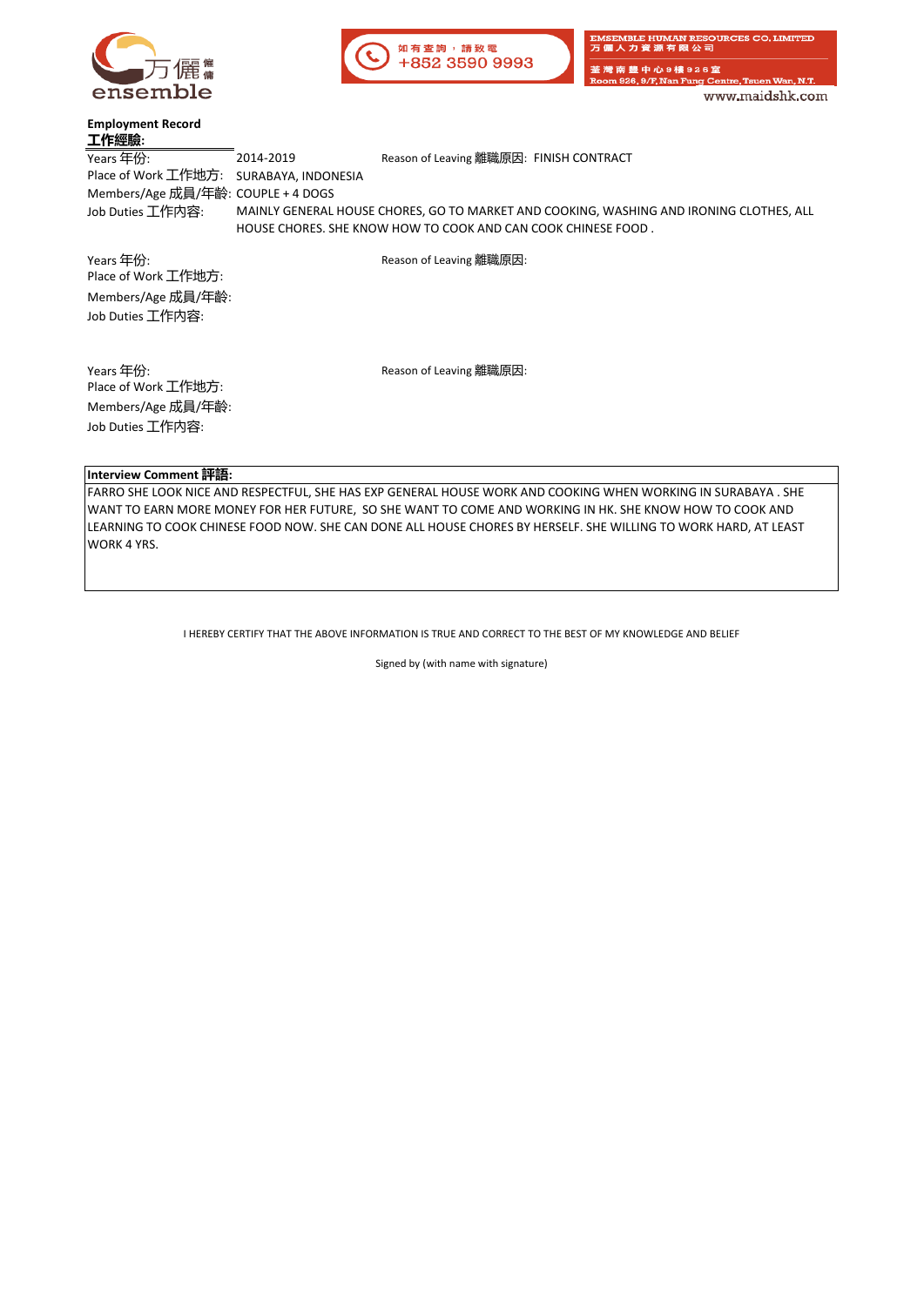ensemble 万儷 傭傭

如有查詢，請致電 +852 3590 9993

EMSEMBLE HUMAN RESOURCES CO, LIMITED
万儷人力資源有限公司

荃灣南豐中心9樓926室
Room 926, 9/F, Nan Fung Centre, Tsuen Wan, N.T.

www.maidshk.com

**Employment Record**
**工作經驗:**

Years 年份: 2014-2019 Reason of Leaving 離職原因: FINISH CONTRACT
Place of Work 工作地方: SURABAYA, INDONESIA
Members/Age 成員/年齡: COUPLE + 4 DOGS
Job Duties 工作內容: MAINLY GENERAL HOUSE CHORES, GO TO MARKET AND COOKING, WASHING AND IRONING CLOTHES, ALL HOUSE CHORES. SHE KNOW HOW TO COOK AND CAN COOK CHINESE FOOD .

Years 年份: Reason of Leaving 離職原因:
Place of Work 工作地方:
Members/Age 成員/年齡:
Job Duties 工作內容:

Years 年份: Reason of Leaving 離職原因:
Place of Work 工作地方:
Members/Age 成員/年齡:
Job Duties 工作內容:

**Interview Comment 評語:**

FARRO SHE LOOK NICE AND RESPECTFUL, SHE HAS EXP GENERAL HOUSE WORK AND COOKING WHEN WORKING IN SURABAYA . SHE WANT TO EARN MORE MONEY FOR HER FUTURE, SO SHE WANT TO COME AND WORKING IN HK. SHE KNOW HOW TO COOK AND LEARNING TO COOK CHINESE FOOD NOW. SHE CAN DONE ALL HOUSE CHORES BY HERSELF. SHE WILLING TO WORK HARD, AT LEAST WORK 4 YRS.

I HEREBY CERTIFY THAT THE ABOVE INFORMATION IS TRUE AND CORRECT TO THE BEST OF MY KNOWLEDGE AND BELIEF

Signed by (with name with signature)